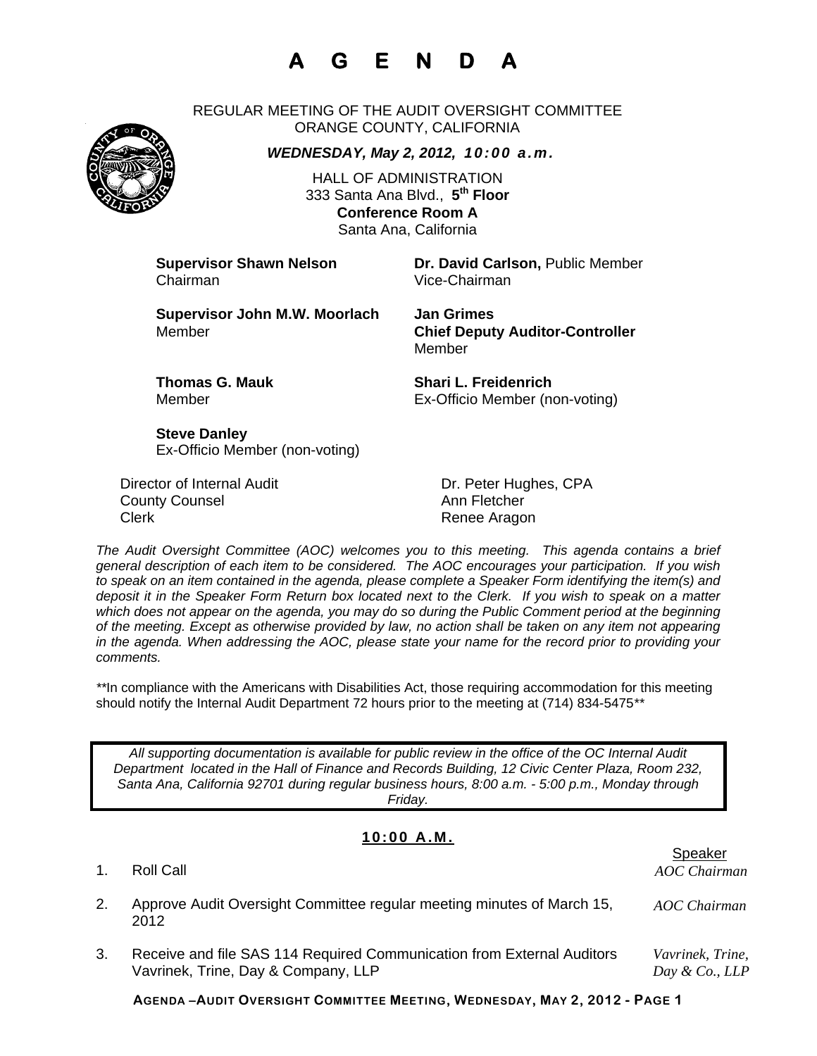# A G E N D A

REGULAR MEETING OF THE AUDIT OVERSIGHT COMMITTEE
ORANGE COUNTY, CALIFORNIA

***WEDNESDAY, May 2, 2012, 10:00 a.m.***

HALL OF ADMINISTRATION
333 Santa Ana Blvd., **5th Floor**
**Conference Room A**
Santa Ana, California

**Supervisor Shawn Nelson**
Chairman

**Dr. David Carlson,** Public Member
Vice-Chairman

**Supervisor John M.W. Moorlach**
Member

**Jan Grimes**
**Chief Deputy Auditor-Controller**
Member

**Thomas G. Mauk**
Member

**Shari L. Freidenrich**
Ex-Officio Member (non-voting)

**Steve Danley**
Ex-Officio Member (non-voting)

| | |
|---|---|
| Director of Internal Audit | Dr. Peter Hughes, CPA |
| County Counsel | Ann Fletcher |
| Clerk | Renee Aragon |

*The Audit Oversight Committee (AOC) welcomes you to this meeting. This agenda contains a brief general description of each item to be considered. The AOC encourages your participation. If you wish to speak on an item contained in the agenda, please complete a Speaker Form identifying the item(s) and deposit it in the Speaker Form Return box located next to the Clerk. If you wish to speak on a matter which does not appear on the agenda, you may do so during the Public Comment period at the beginning of the meeting. Except as otherwise provided by law, no action shall be taken on any item not appearing in the agenda. When addressing the AOC, please state your name for the record prior to providing your comments.*

*\*\*In compliance with the Americans with Disabilities Act, those requiring accommodation for this meeting should notify the Internal Audit Department 72 hours prior to the meeting at (714) 834-5475\*\*

*All supporting documentation is available for public review in the office of the OC Internal Audit Department located in the Hall of Finance and Records Building, 12 Civic Center Plaza, Room 232, Santa Ana, California 92701 during regular business hours, 8:00 a.m. - 5:00 p.m., Monday through Friday.*

## 10:00 A.M.

| | | Speaker |
|---|---|---|
| 1. | Roll Call | *AOC Chairman* |
| 2. | Approve Audit Oversight Committee regular meeting minutes of March 15, 2012 | *AOC Chairman* |
| 3. | Receive and file SAS 114 Required Communication from External Auditors Vavrinek, Trine, Day & Company, LLP | *Vavrinek, Trine, Day & Co., LLP* |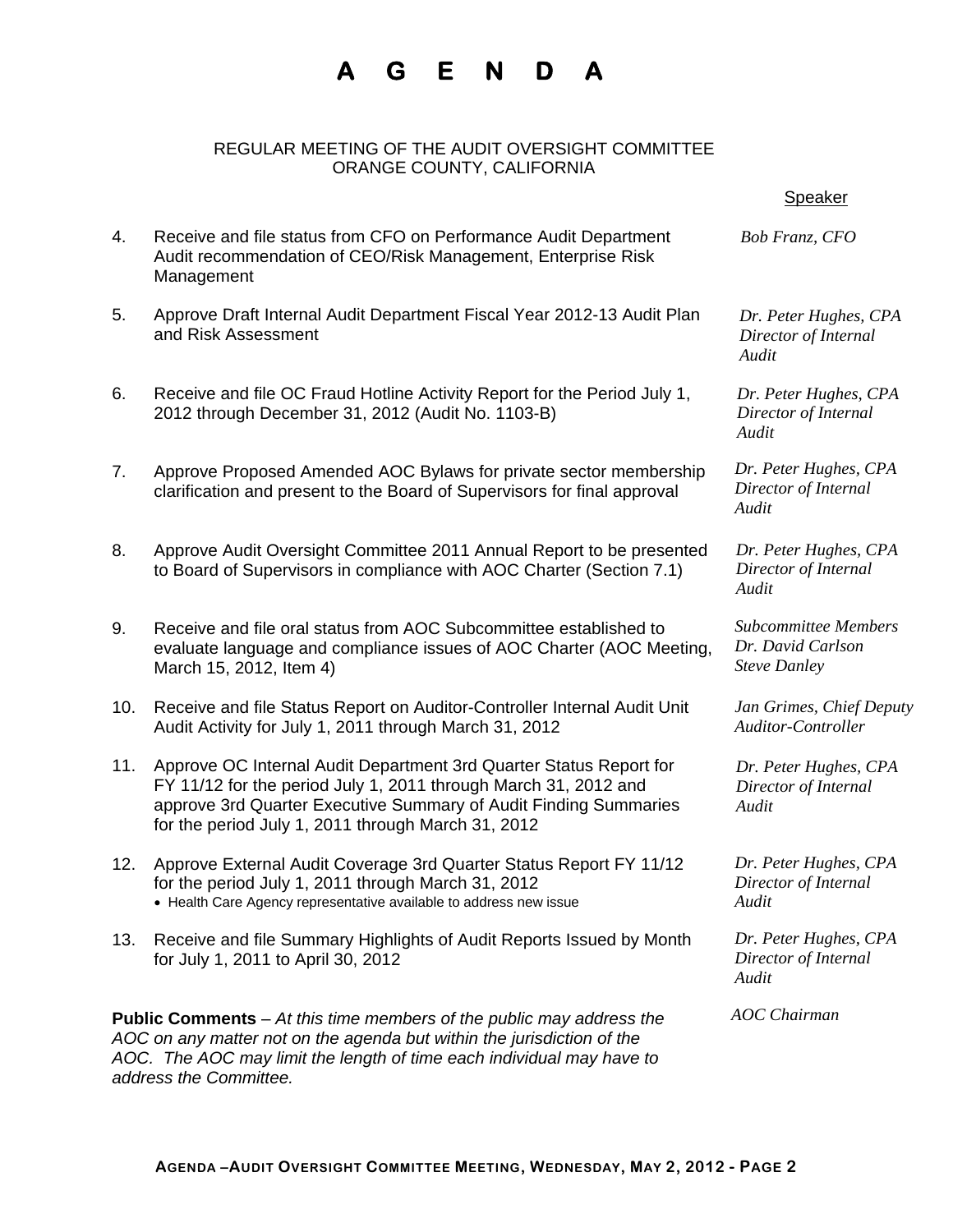# A G E N D A

REGULAR MEETING OF THE AUDIT OVERSIGHT COMMITTEE
ORANGE COUNTY, CALIFORNIA

| | Item | Speaker |
|---|---|---|
| 4. | Receive and file status from CFO on Performance Audit Department Audit recommendation of CEO/Risk Management, Enterprise Risk Management | *Bob Franz, CFO* |
| 5. | Approve Draft Internal Audit Department Fiscal Year 2012-13 Audit Plan and Risk Assessment | *Dr. Peter Hughes, CPA Director of Internal Audit* |
| 6. | Receive and file OC Fraud Hotline Activity Report for the Period July 1, 2012 through December 31, 2012 (Audit No. 1103-B) | *Dr. Peter Hughes, CPA Director of Internal Audit* |
| 7. | Approve Proposed Amended AOC Bylaws for private sector membership clarification and present to the Board of Supervisors for final approval | *Dr. Peter Hughes, CPA Director of Internal Audit* |
| 8. | Approve Audit Oversight Committee 2011 Annual Report to be presented to Board of Supervisors in compliance with AOC Charter (Section 7.1) | *Dr. Peter Hughes, CPA Director of Internal Audit* |
| 9. | Receive and file oral status from AOC Subcommittee established to evaluate language and compliance issues of AOC Charter (AOC Meeting, March 15, 2012, Item 4) | *Subcommittee Members Dr. David Carlson Steve Danley* |
| 10. | Receive and file Status Report on Auditor-Controller Internal Audit Unit Audit Activity for July 1, 2011 through March 31, 2012 | *Jan Grimes, Chief Deputy Auditor-Controller* |
| 11. | Approve OC Internal Audit Department 3rd Quarter Status Report for FY 11/12 for the period July 1, 2011 through March 31, 2012 and approve 3rd Quarter Executive Summary of Audit Finding Summaries for the period July 1, 2011 through March 31, 2012 | *Dr. Peter Hughes, CPA Director of Internal Audit* |
| 12. | Approve External Audit Coverage 3rd Quarter Status Report FY 11/12 for the period July 1, 2011 through March 31, 2012<br>• Health Care Agency representative available to address new issue | *Dr. Peter Hughes, CPA Director of Internal Audit* |
| 13. | Receive and file Summary Highlights of Audit Reports Issued by Month for July 1, 2011 to April 30, 2012 | *Dr. Peter Hughes, CPA Director of Internal Audit* |

**Public Comments** – *At this time members of the public may address the AOC on any matter not on the agenda but within the jurisdiction of the AOC. The AOC may limit the length of time each individual may have to address the Committee.* — *AOC Chairman*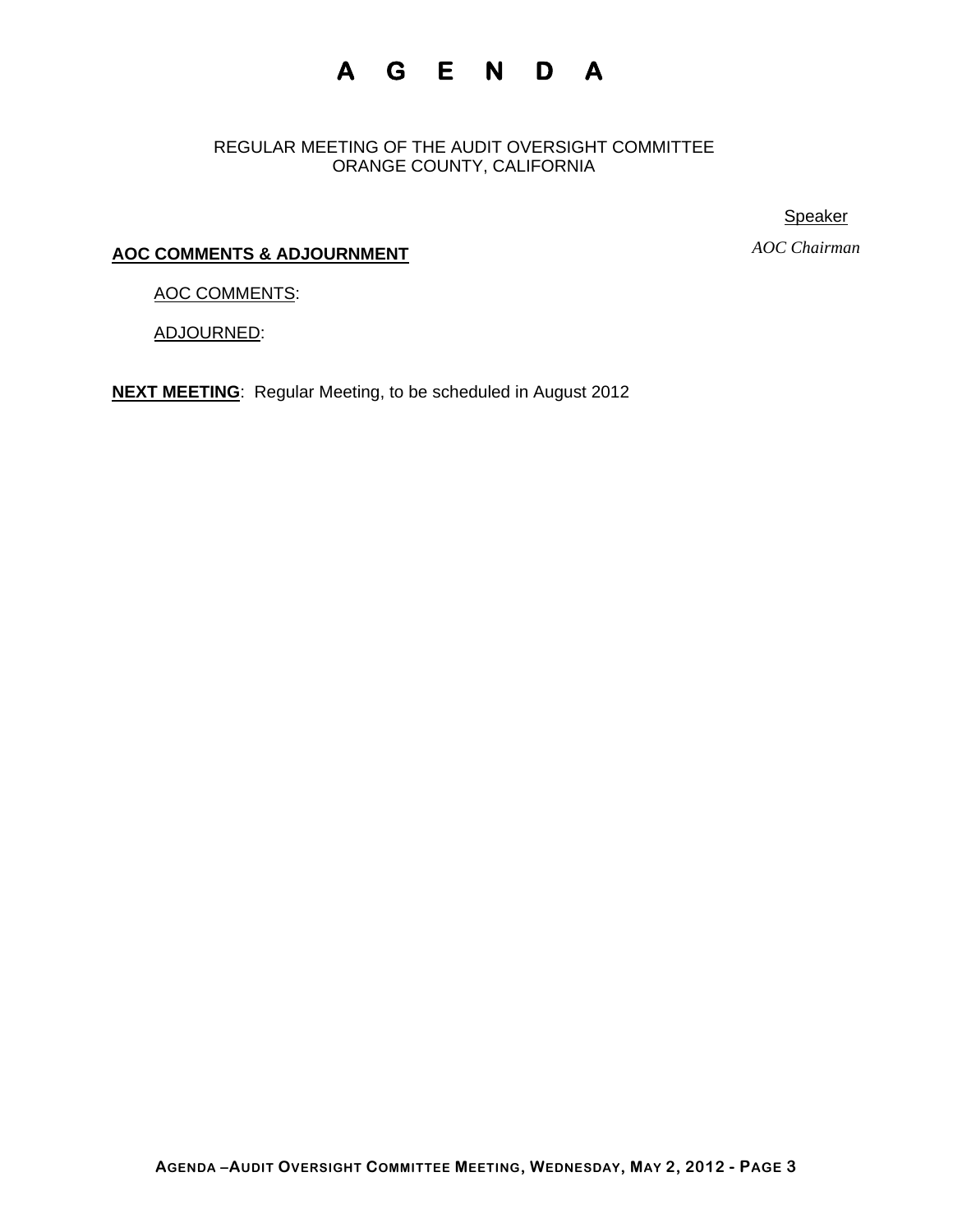# A G E N D A

REGULAR MEETING OF THE AUDIT OVERSIGHT COMMITTEE
ORANGE COUNTY, CALIFORNIA

Speaker

**AOC COMMENTS & ADJOURNMENT** *AOC Chairman*

AOC COMMENTS:

ADJOURNED:

**NEXT MEETING**: Regular Meeting, to be scheduled in August 2012